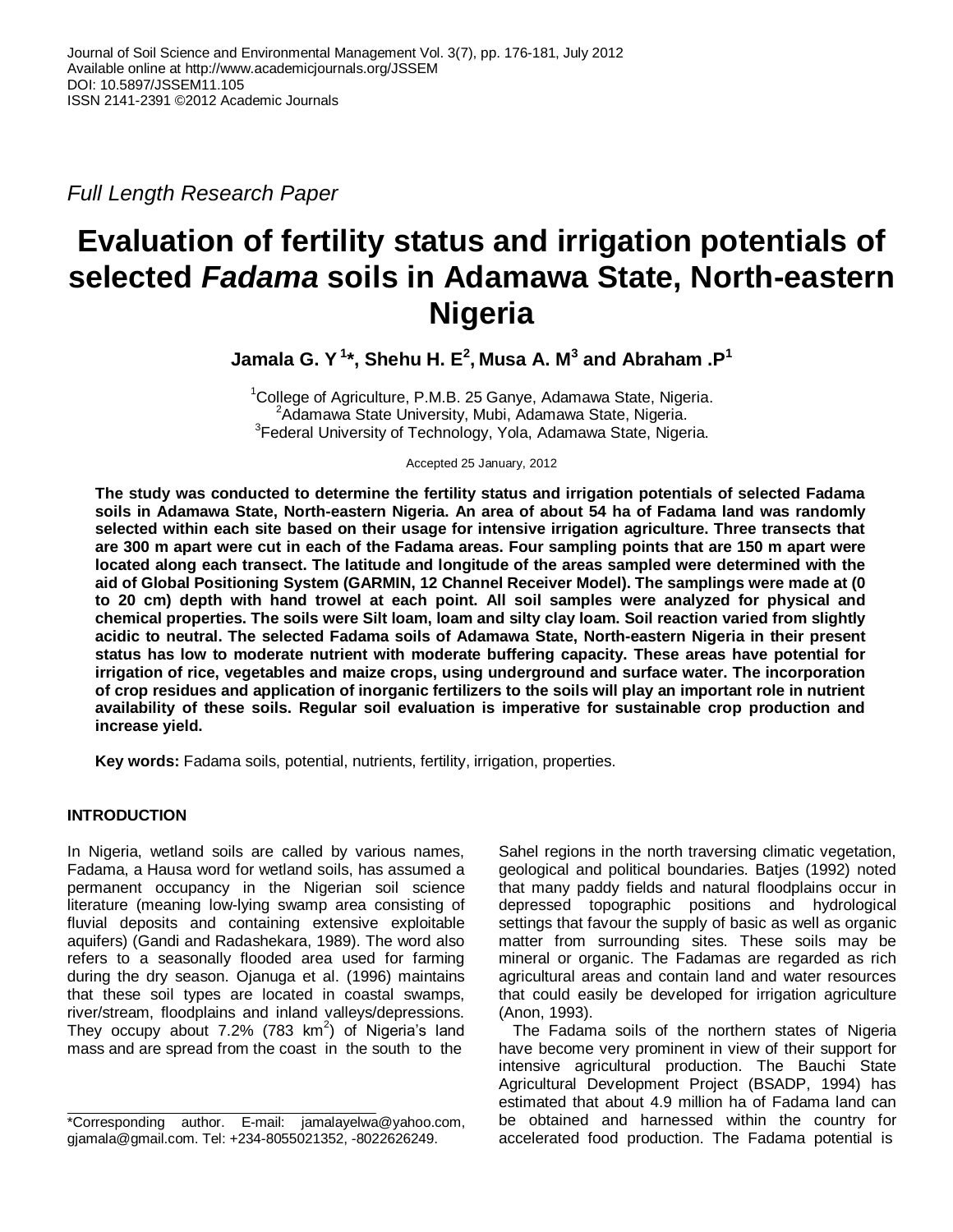*Full Length Research Paper*

# Evaluation of fertility status and irrigation potentials of selected *Fadama* soils in Adamawa State, North-eastern Nigeria

**Jamala G. Y [1]*, Shehu H. E[2], Musa A. M[3] and Abraham .P[1]**

[1]College of Agriculture, P.M.B. 25 Ganye, Adamawa State, Nigeria.
[2]Adamawa State University, Mubi, Adamawa State, Nigeria.
[3]Federal University of Technology, Yola, Adamawa State, Nigeria.

Accepted 25 January, 2012

**The study was conducted to determine the fertility status and irrigation potentials of selected Fadama soils in Adamawa State, North-eastern Nigeria. An area of about 54 ha of Fadama land was randomly selected within each site based on their usage for intensive irrigation agriculture. Three transects that are 300 m apart were cut in each of the Fadama areas. Four sampling points that are 150 m apart were located along each transect. The latitude and longitude of the areas sampled were determined with the aid of Global Positioning System (GARMIN, 12 Channel Receiver Model). The samplings were made at (0 to 20 cm) depth with hand trowel at each point. All soil samples were analyzed for physical and chemical properties. The soils were Silt loam, loam and silty clay loam. Soil reaction varied from slightly acidic to neutral. The selected Fadama soils of Adamawa State, North-eastern Nigeria in their present status has low to moderate nutrient with moderate buffering capacity. These areas have potential for irrigation of rice, vegetables and maize crops, using underground and surface water. The incorporation of crop residues and application of inorganic fertilizers to the soils will play an important role in nutrient availability of these soils. Regular soil evaluation is imperative for sustainable crop production and increase yield.**

**Key words:** Fadama soils, potential, nutrients, fertility, irrigation, properties.

## INTRODUCTION

In Nigeria, wetland soils are called by various names, Fadama, a Hausa word for wetland soils, has assumed a permanent occupancy in the Nigerian soil science literature (meaning low-lying swamp area consisting of fluvial deposits and containing extensive exploitable aquifers) (Gandi and Radashekara, 1989). The word also refers to a seasonally flooded area used for farming during the dry season. Ojanuga et al. (1996) maintains that these soil types are located in coastal swamps, river/stream, floodplains and inland valleys/depressions. They occupy about 7.2% (783 $km^2$) of Nigeria's land mass and are spread from the coast in the south to the Sahel regions in the north traversing climatic vegetation, geological and political boundaries. Batjes (1992) noted that many paddy fields and natural floodplains occur in depressed topographic positions and hydrological settings that favour the supply of basic as well as organic matter from surrounding sites. These soils may be mineral or organic. The Fadamas are regarded as rich agricultural areas and contain land and water resources that could easily be developed for irrigation agriculture (Anon, 1993).

The Fadama soils of the northern states of Nigeria have become very prominent in view of their support for intensive agricultural production. The Bauchi State Agricultural Development Project (BSADP, 1994) has estimated that about 4.9 million ha of Fadama land can be obtained and harnessed within the country for accelerated food production. The Fadama potential is

*Corresponding author. E-mail: jamalayelwa@yahoo.com, gjamala@gmail.com. Tel: +234-8055021352, -8022626249.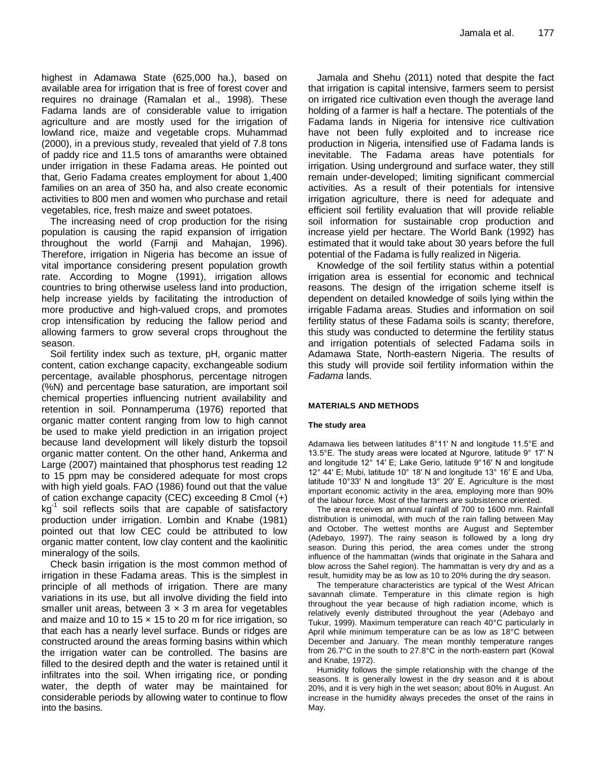highest in Adamawa State (625,000 ha.), based on available area for irrigation that is free of forest cover and requires no drainage (Ramalan et al., 1998). These Fadama lands are of considerable value to irrigation agriculture and are mostly used for the irrigation of lowland rice, maize and vegetable crops. Muhammad (2000), in a previous study, revealed that yield of 7.8 tons of paddy rice and 11.5 tons of amaranths were obtained under irrigation in these Fadama areas. He pointed out that, Gerio Fadama creates employment for about 1,400 families on an area of 350 ha, and also create economic activities to 800 men and women who purchase and retail vegetables, rice, fresh maize and sweet potatoes.

The increasing need of crop production for the rising population is causing the rapid expansion of irrigation throughout the world (Farnji and Mahajan, 1996). Therefore, irrigation in Nigeria has become an issue of vital importance considering present population growth rate. According to Mogne (1991), irrigation allows countries to bring otherwise useless land into production, help increase yields by facilitating the introduction of more productive and high-valued crops, and promotes crop intensification by reducing the fallow period and allowing farmers to grow several crops throughout the season.

Soil fertility index such as texture, pH, organic matter content, cation exchange capacity, exchangeable sodium percentage, available phosphorus, percentage nitrogen (%N) and percentage base saturation, are important soil chemical properties influencing nutrient availability and retention in soil. Ponnamperuma (1976) reported that organic matter content ranging from low to high cannot be used to make yield prediction in an irrigation project because land development will likely disturb the topsoil organic matter content. On the other hand, Ankerma and Large (2007) maintained that phosphorus test reading 12 to 15 ppm may be considered adequate for most crops with high yield goals. FAO (1986) found out that the value of cation exchange capacity (CEC) exceeding 8 Cmol (+) $kg^{-1}$ soil reflects soils that are capable of satisfactory production under irrigation. Lombin and Knabe (1981) pointed out that low CEC could be attributed to low organic matter content, low clay content and the kaolinitic mineralogy of the soils.

Check basin irrigation is the most common method of irrigation in these Fadama areas. This is the simplest in principle of all methods of irrigation. There are many variations in its use, but all involve dividing the field into smaller unit areas, between $3 \times 3$ m area for vegetables and maize and 10 to $15 \times 15$ to 20 m for rice irrigation, so that each has a nearly level surface. Bunds or ridges are constructed around the areas forming basins within which the irrigation water can be controlled. The basins are filled to the desired depth and the water is retained until it infiltrates into the soil. When irrigating rice, or ponding water, the depth of water may be maintained for considerable periods by allowing water to continue to flow into the basins.

Jamala and Shehu (2011) noted that despite the fact that irrigation is capital intensive, farmers seem to persist on irrigated rice cultivation even though the average land holding of a farmer is half a hectare. The potentials of the Fadama lands in Nigeria for intensive rice cultivation have not been fully exploited and to increase rice production in Nigeria, intensified use of Fadama lands is inevitable. The Fadama areas have potentials for irrigation. Using underground and surface water, they still remain under-developed; limiting significant commercial activities. As a result of their potentials for intensive irrigation agriculture, there is need for adequate and efficient soil fertility evaluation that will provide reliable soil information for sustainable crop production and increase yield per hectare. The World Bank (1992) has estimated that it would take about 30 years before the full potential of the Fadama is fully realized in Nigeria.

Knowledge of the soil fertility status within a potential irrigation area is essential for economic and technical reasons. The design of the irrigation scheme itself is dependent on detailed knowledge of soils lying within the irrigable Fadama areas. Studies and information on soil fertility status of these Fadama soils is scanty; therefore, this study was conducted to determine the fertility status and irrigation potentials of selected Fadama soils in Adamawa State, North-eastern Nigeria. The results of this study will provide soil fertility information within the *Fadama* lands.

## MATERIALS AND METHODS

### The study area

Adamawa lies between latitudes 8°11′ N and longitude 11.5°E and 13.5°E. The study areas were located at Ngurore, latitude 9° 17′ N and longitude 12° 14′ E; Lake Gerio, latitude 9°16′ N and longitude 12° 44′ E; Mubi, latitude 10° 18′ N and longitude 13° 16′ E and Uba, latitude 10°33′ N and longitude 13° 20′ E. Agriculture is the most important economic activity in the area, employing more than 90% of the labour force. Most of the farmers are subsistence oriented.

The area receives an annual rainfall of 700 to 1600 mm. Rainfall distribution is unimodal, with much of the rain falling between May and October. The wettest months are August and September (Adebayo, 1997). The rainy season is followed by a long dry season. During this period, the area comes under the strong influence of the hammattan (winds that originate in the Sahara and blow across the Sahel region). The hammattan is very dry and as a result, humidity may be as low as 10 to 20% during the dry season.

The temperature characteristics are typical of the West African savannah climate. Temperature in this climate region is high throughout the year because of high radiation income, which is relatively evenly distributed throughout the year (Adebayo and Tukur, 1999). Maximum temperature can reach 40°C particularly in April while minimum temperature can be as low as 18°C between December and January. The mean monthly temperature ranges from 26.7°C in the south to 27.8°C in the north-eastern part (Kowal and Knabe, 1972).

Humidity follows the simple relationship with the change of the seasons. It is generally lowest in the dry season and it is about 20%, and it is very high in the wet season; about 80% in August. An increase in the humidity always precedes the onset of the rains in May.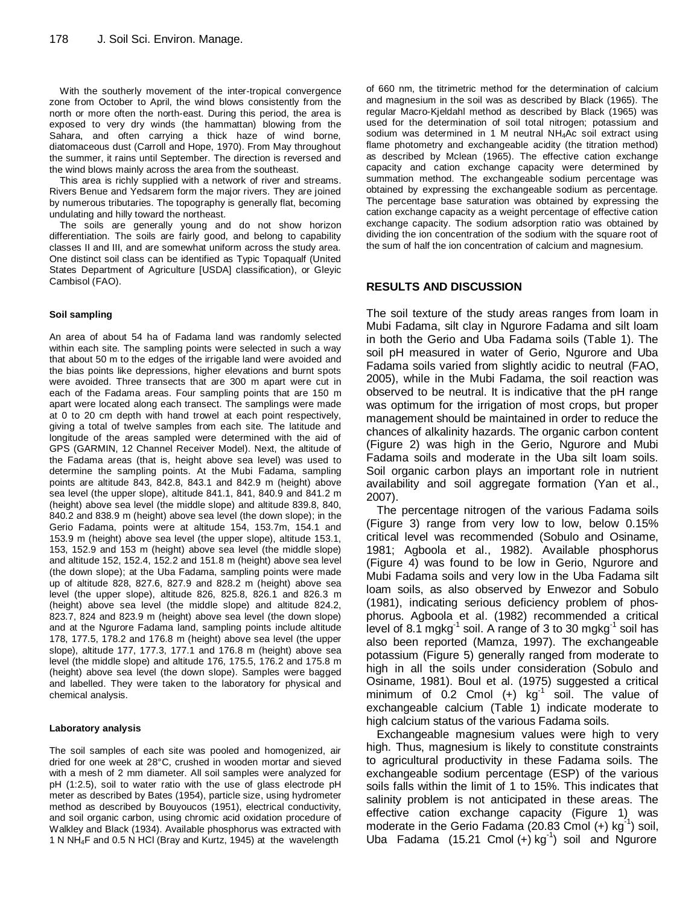With the southerly movement of the inter-tropical convergence zone from October to April, the wind blows consistently from the north or more often the north-east. During this period, the area is exposed to very dry winds (the hammattan) blowing from the Sahara, and often carrying a thick haze of wind borne, diatomaceous dust (Carroll and Hope, 1970). From May throughout the summer, it rains until September. The direction is reversed and the wind blows mainly across the area from the southeast.

This area is richly supplied with a network of river and streams. Rivers Benue and Yedsarem form the major rivers. They are joined by numerous tributaries. The topography is generally flat, becoming undulating and hilly toward the northeast.

The soils are generally young and do not show horizon differentiation. The soils are fairly good, and belong to capability classes II and III, and are somewhat uniform across the study area. One distinct soil class can be identified as Typic Topaqualf (United States Department of Agriculture [USDA] classification), or Gleyic Cambisol (FAO).

#### Soil sampling

An area of about 54 ha of Fadama land was randomly selected within each site. The sampling points were selected in such a way that about 50 m to the edges of the irrigable land were avoided and the bias points like depressions, higher elevations and burnt spots were avoided. Three transects that are 300 m apart were cut in each of the Fadama areas. Four sampling points that are 150 m apart were located along each transect. The samplings were made at 0 to 20 cm depth with hand trowel at each point respectively, giving a total of twelve samples from each site. The latitude and longitude of the areas sampled were determined with the aid of GPS (GARMIN, 12 Channel Receiver Model). Next, the altitude of the Fadama areas (that is, height above sea level) was used to determine the sampling points. At the Mubi Fadama, sampling points are altitude 843, 842.8, 843.1 and 842.9 m (height) above sea level (the upper slope), altitude 841.1, 841, 840.9 and 841.2 m (height) above sea level (the middle slope) and altitude 839.8, 840, 840.2 and 838.9 m (height) above sea level (the down slope); in the Gerio Fadama, points were at altitude 154, 153.7m, 154.1 and 153.9 m (height) above sea level (the upper slope), altitude 153.1, 153, 152.9 and 153 m (height) above sea level (the middle slope) and altitude 152, 152.4, 152.2 and 151.8 m (height) above sea level (the down slope); at the Uba Fadama, sampling points were made up of altitude 828, 827.6, 827.9 and 828.2 m (height) above sea level (the upper slope), altitude 826, 825.8, 826.1 and 826.3 m (height) above sea level (the middle slope) and altitude 824.2, 823.7, 824 and 823.9 m (height) above sea level (the down slope) and at the Ngurore Fadama land, sampling points include altitude 178, 177.5, 178.2 and 176.8 m (height) above sea level (the upper slope), altitude 177, 177.3, 177.1 and 176.8 m (height) above sea level (the middle slope) and altitude 176, 175.5, 176.2 and 175.8 m (height) above sea level (the down slope). Samples were bagged and labelled. They were taken to the laboratory for physical and chemical analysis.

#### Laboratory analysis

The soil samples of each site was pooled and homogenized, air dried for one week at 28°C, crushed in wooden mortar and sieved with a mesh of 2 mm diameter. All soil samples were analyzed for pH (1:2.5), soil to water ratio with the use of glass electrode pH meter as described by Bates (1954), particle size, using hydrometer method as described by Bouyoucos (1951), electrical conductivity, and soil organic carbon, using chromic acid oxidation procedure of Walkley and Black (1934). Available phosphorus was extracted with 1 N $NH_4F$ and 0.5 N HCl (Bray and Kurtz, 1945) at the wavelength of 660 nm, the titrimetric method for the determination of calcium and magnesium in the soil was as described by Black (1965). The regular Macro-Kjeldahl method as described by Black (1965) was used for the determination of soil total nitrogen; potassium and sodium was determined in 1 M neutral $NH_4Ac$ soil extract using flame photometry and exchangeable acidity (the titration method) as described by Mclean (1965). The effective cation exchange capacity and cation exchange capacity were determined by summation method. The exchangeable sodium percentage was obtained by expressing the exchangeable sodium as percentage. The percentage base saturation was obtained by expressing the cation exchange capacity as a weight percentage of effective cation exchange capacity. The sodium adsorption ratio was obtained by dividing the ion concentration of the sodium with the square root of the sum of half the ion concentration of calcium and magnesium.

## RESULTS AND DISCUSSION

The soil texture of the study areas ranges from loam in Mubi Fadama, silt clay in Ngurore Fadama and silt loam in both the Gerio and Uba Fadama soils (Table 1). The soil pH measured in water of Gerio, Ngurore and Uba Fadama soils varied from slightly acidic to neutral (FAO, 2005), while in the Mubi Fadama, the soil reaction was observed to be neutral. It is indicative that the pH range was optimum for the irrigation of most crops, but proper management should be maintained in order to reduce the chances of alkalinity hazards. The organic carbon content (Figure 2) was high in the Gerio, Ngurore and Mubi Fadama soils and moderate in the Uba silt loam soils. Soil organic carbon plays an important role in nutrient availability and soil aggregate formation (Yan et al., 2007).

The percentage nitrogen of the various Fadama soils (Figure 3) range from very low to low, below 0.15% critical level was recommended (Sobulo and Osiname, 1981; Agboola et al., 1982). Available phosphorus (Figure 4) was found to be low in Gerio, Ngurore and Mubi Fadama soils and very low in the Uba Fadama silt loam soils, as also observed by Enwezor and Sobulo (1981), indicating serious deficiency problem of phosphorus. Agboola et al. (1982) recommended a critical level of 8.1 $mgkg^{-1}$ soil. A range of 3 to 30 $mgkg^{-1}$ soil has also been reported (Mamza, 1997). The exchangeable potassium (Figure 5) generally ranged from moderate to high in all the soils under consideration (Sobulo and Osiname, 1981). Boul et al. (1975) suggested a critical minimum of 0.2 Cmol (+) $kg^{-1}$ soil. The value of exchangeable calcium (Table 1) indicate moderate to high calcium status of the various Fadama soils.

Exchangeable magnesium values were high to very high. Thus, magnesium is likely to constitute constraints to agricultural productivity in these Fadama soils. The exchangeable sodium percentage (ESP) of the various soils falls within the limit of 1 to 15%. This indicates that salinity problem is not anticipated in these areas. The effective cation exchange capacity (Figure 1) was moderate in the Gerio Fadama (20.83 Cmol (+) $kg^{-1}$) soil, Uba Fadama (15.21 Cmol (+) $kg^{-1}$) soil and Ngurore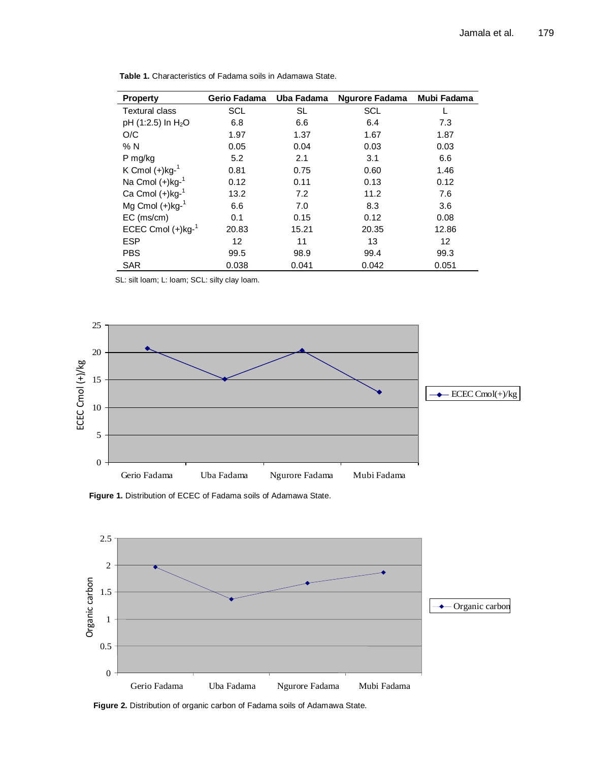**Table 1.** Characteristics of Fadama soils in Adamawa State.

| Property | Gerio Fadama | Uba Fadama | Ngurore Fadama | Mubi Fadama |
|---|---|---|---|---|
| Textural class | SCL | SL | SCL | L |
| pH (1:2.5) In $H_2O$ | 6.8 | 6.6 | 6.4 | 7.3 |
| O/C | 1.97 | 1.37 | 1.67 | 1.87 |
| % N | 0.05 | 0.04 | 0.03 | 0.03 |
| P mg/kg | 5.2 | 2.1 | 3.1 | 6.6 |
| K Cmol (+)kg$^{-1}$ | 0.81 | 0.75 | 0.60 | 1.46 |
| Na Cmol (+)kg$^{-1}$ | 0.12 | 0.11 | 0.13 | 0.12 |
| Ca Cmol (+)kg$^{-1}$ | 13.2 | 7.2 | 11.2 | 7.6 |
| Mg Cmol (+)kg$^{-1}$ | 6.6 | 7.0 | 8.3 | 3.6 |
| EC (ms/cm) | 0.1 | 0.15 | 0.12 | 0.08 |
| ECEC Cmol (+)kg$^{-1}$ | 20.83 | 15.21 | 20.35 | 12.86 |
| ESP | 12 | 11 | 13 | 12 |
| PBS | 99.5 | 98.9 | 99.4 | 99.3 |
| SAR | 0.038 | 0.041 | 0.042 | 0.051 |

SL: silt loam; L: loam; SCL: silty clay loam.

**Figure 1.** Distribution of ECEC of Fadama soils of Adamawa State.

**Figure 2.** Distribution of organic carbon of Fadama soils of Adamawa State.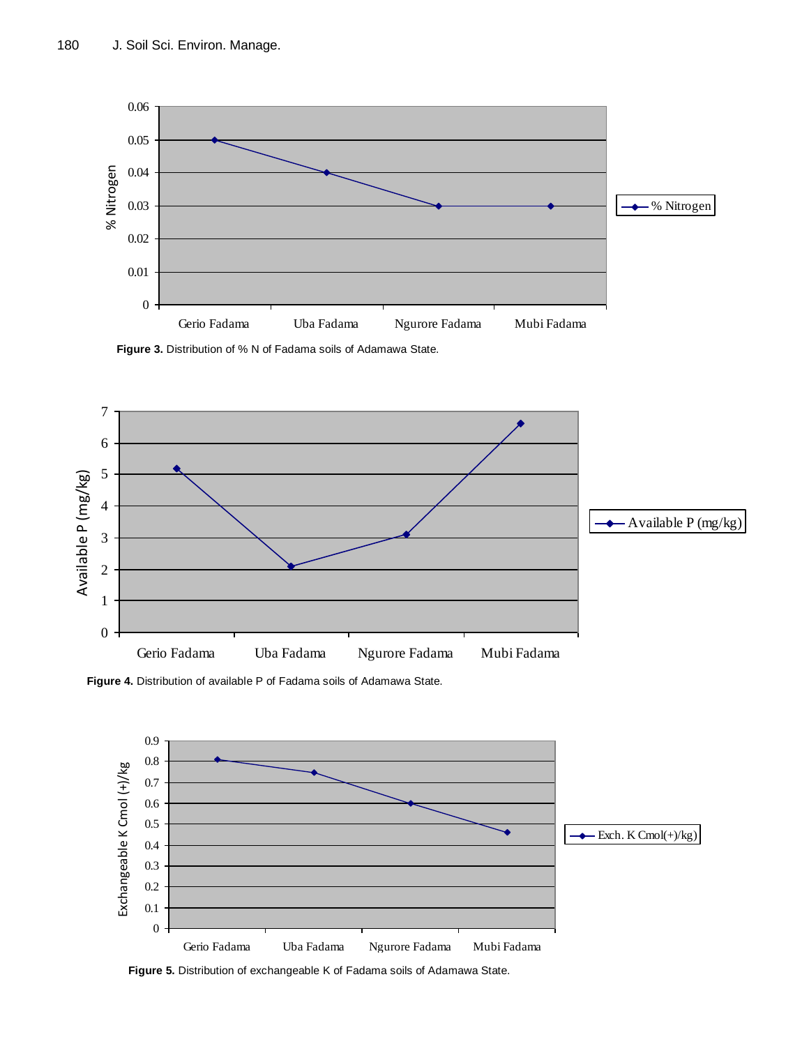Figure 3. Distribution of % N of Fadama soils of Adamawa State.

Figure 4. Distribution of available P of Fadama soils of Adamawa State.

Figure 5. Distribution of exchangeable K of Fadama soils of Adamawa State.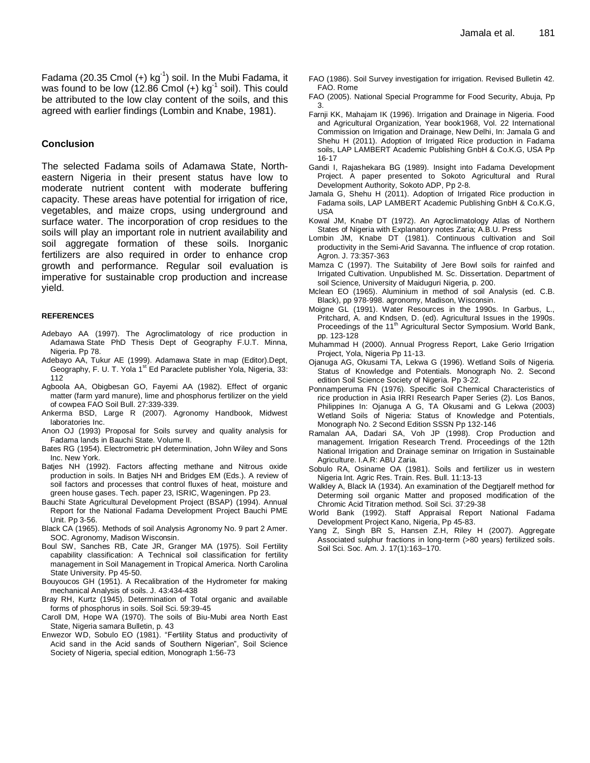Fadama (20.35 Cmol (+) $kg^{-1}$) soil. In the Mubi Fadama, it was found to be low (12.86 Cmol (+) $kg^{-1}$ soil). This could be attributed to the low clay content of the soils, and this agreed with earlier findings (Lombin and Knabe, 1981).

## Conclusion

The selected Fadama soils of Adamawa State, North-eastern Nigeria in their present status have low to moderate nutrient content with moderate buffering capacity. These areas have potential for irrigation of rice, vegetables, and maize crops, using underground and surface water. The incorporation of crop residues to the soils will play an important role in nutrient availability and soil aggregate formation of these soils. Inorganic fertilizers are also required in order to enhance crop growth and performance. Regular soil evaluation is imperative for sustainable crop production and increase yield.

## REFERENCES

Adebayo AA (1997). The Agroclimatology of rice production in Adamawa State PhD Thesis Dept of Geography F.U.T. Minna, Nigeria. Pp 78.

Adebayo AA, Tukur AE (1999). Adamawa State in map (Editor).Dept, Geography, F. U. T. Yola 1st Ed Paraclete publisher Yola, Nigeria, 33: 112

Agboola AA, Obigbesan GO, Fayemi AA (1982). Effect of organic matter (farm yard manure), lime and phosphorus fertilizer on the yield of cowpea FAO Soil Bull. 27:339-339.

Ankerma BSD, Large R (2007). Agronomy Handbook, Midwest laboratories Inc.

Anon OJ (1993) Proposal for Soils survey and quality analysis for Fadama lands in Bauchi State. Volume II.

Bates RG (1954). Electrometric pH determination, John Wiley and Sons Inc. New York.

Batjes NH (1992). Factors affecting methane and Nitrous oxide production in soils. In Batjes NH and Bridges EM (Eds.). A review of soil factors and processes that control fluxes of heat, moisture and green house gases. Tech. paper 23, ISRIC, Wageningen. Pp 23.

Bauchi State Agricultural Development Project (BSAP) (1994). Annual Report for the National Fadama Development Project Bauchi PME Unit. Pp 3-56.

Black CA (1965). Methods of soil Analysis Agronomy No. 9 part 2 Amer. SOC. Agronomy, Madison Wisconsin.

Boul SW, Sanches RB, Cate JR, Granger MA (1975). Soil Fertility capability classification: A Technical soil classification for fertility management in Soil Management in Tropical America. North Carolina State University. Pp 45-50.

Bouyoucos GH (1951). A Recalibration of the Hydrometer for making mechanical Analysis of soils. J. 43:434-438

Bray RH, Kurtz (1945). Determination of Total organic and available forms of phosphorus in soils. Soil Sci. 59:39-45

Caroll DM, Hope WA (1970). The soils of Biu-Mubi area North East State, Nigeria samara Bulletin, p. 43

Enwezor WD, Sobulo EO (1981). "Fertility Status and productivity of Acid sand in the Acid sands of Southern Nigerian", Soil Science Society of Nigeria, special edition, Monograph 1:56-73

FAO (1986). Soil Survey investigation for irrigation. Revised Bulletin 42. FAO. Rome

FAO (2005). National Special Programme for Food Security, Abuja, Pp 3.

Farnji KK, Mahajam IK (1996). Irrigation and Drainage in Nigeria. Food and Agricultural Organization, Year book1968, Vol. 22 International Commission on Irrigation and Drainage, New Delhi, In: Jamala G and Shehu H (2011). Adoption of Irrigated Rice production in Fadama soils, LAP LAMBERT Academic Publishing GnbH & Co.K.G, USA Pp 16-17

Gandi I, Rajashekara BG (1989). Insight into Fadama Development Project. A paper presented to Sokoto Agricultural and Rural Development Authority, Sokoto ADP, Pp 2-8.

Jamala G, Shehu H (2011). Adoption of Irrigated Rice production in Fadama soils, LAP LAMBERT Academic Publishing GnbH & Co.K.G, USA

Kowal JM, Knabe DT (1972). An Agroclimatology Atlas of Northern States of Nigeria with Explanatory notes Zaria; A.B.U. Press

Lombin JM, Knabe DT (1981). Continuous cultivation and Soil productivity in the Semi-Arid Savanna. The influence of crop rotation. Agron. J. 73:357-363

Mamza C (1997). The Suitability of Jere Bowl soils for rainfed and Irrigated Cultivation. Unpublished M. Sc. Dissertation. Department of soil Science, University of Maiduguri Nigeria, p. 200.

Mclean EO (1965). Aluminium in method of soil Analysis (ed. C.B. Black), pp 978-998. agronomy, Madison, Wisconsin.

Moigne GL (1991). Water Resources in the 1990s. In Garbus, L., Pritchard, A. and Kndsen, D. (ed). Agricultural Issues in the 1990s. Proceedings of the 11th Agricultural Sector Symposium. World Bank, pp. 123-128

Muhammad H (2000). Annual Progress Report, Lake Gerio Irrigation Project, Yola, Nigeria Pp 11-13.

Ojanuga AG, Okusami TA, Lekwa G (1996). Wetland Soils of Nigeria. Status of Knowledge and Potentials. Monograph No. 2. Second edition Soil Science Society of Nigeria. Pp 3-22.

Ponnamperuma FN (1976). Specific Soil Chemical Characteristics of rice production in Asia IRRI Research Paper Series (2). Los Banos, Philippines In: Ojanuga A G, TA Okusami and G Lekwa (2003) Wetland Soils of Nigeria: Status of Knowledge and Potentials, Monograph No. 2 Second Edition SSSN Pp 132-146

Ramalan AA, Dadari SA, Voh JP (1998). Crop Production and management. Irrigation Research Trend. Proceedings of the 12th National Irrigation and Drainage seminar on Irrigation in Sustainable Agriculture. I.A.R: ABU Zaria.

Sobulo RA, Osiname OA (1981). Soils and fertilizer us in western Nigeria Int. Agric Res. Train. Res. Bull. 11:13-13

Walkley A, Black IA (1934). An examination of the Degtjarelf method for Determing soil organic Matter and proposed modification of the Chromic Acid Titration method. Soil Sci. 37:29-38

World Bank (1992). Staff Appraisal Report National Fadama Development Project Kano, Nigeria, Pp 45-83.

Yang Z, Singh BR S, Hansen Z.H, Riley H (2007). Aggregate Associated sulphur fractions in long-term (>80 years) fertilized soils. Soil Sci. Soc. Am. J. 17(1):163–170.